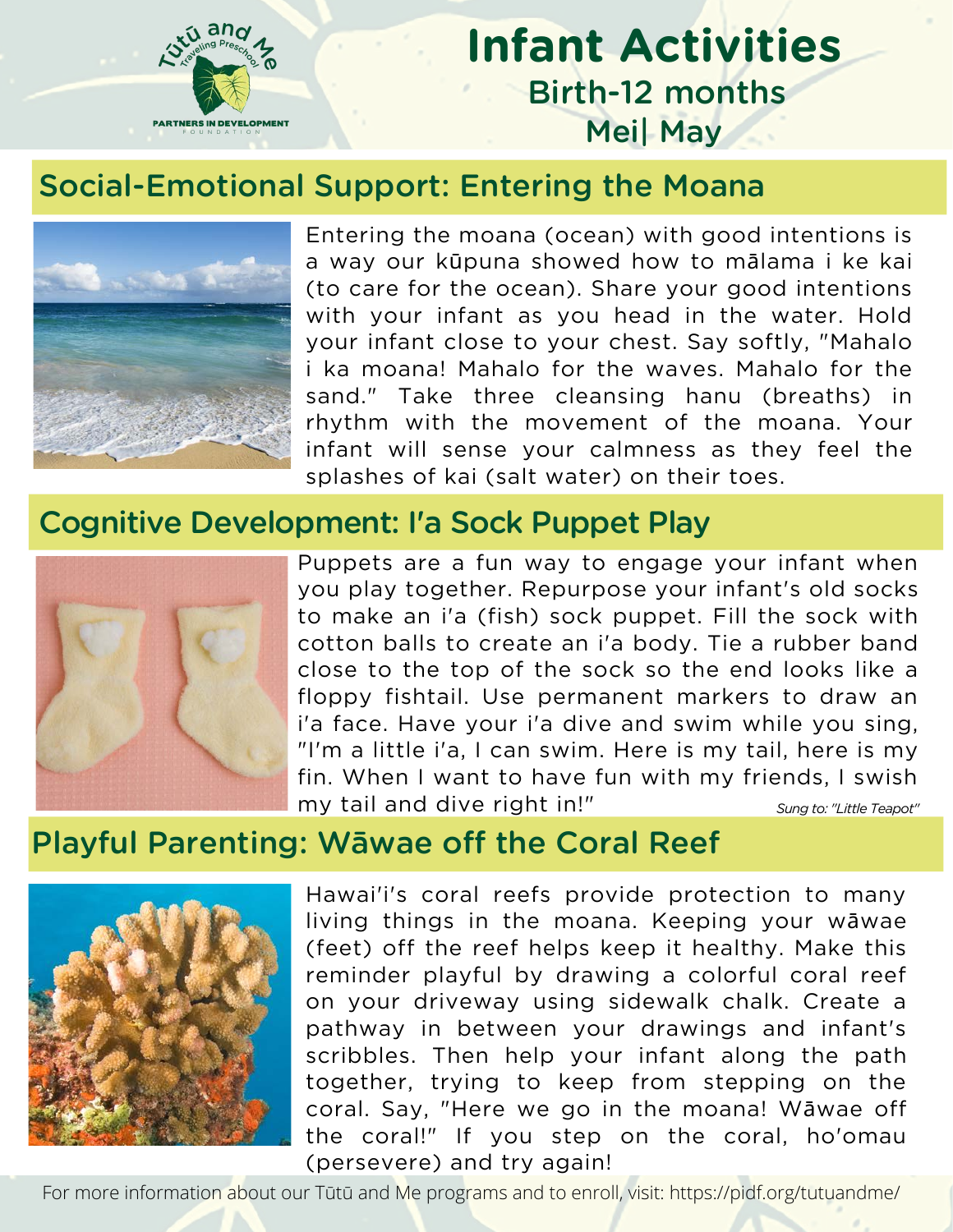Tūtū and Me Traveling Preschool

PARTNERS IN DEVELOPMENT FOUNDATION

# Infant Activities

### Birth-12 months

### Mei| May

## Social-Emotional Support: Entering the Moana

Entering the moana (ocean) with good intentions is a way our kūpuna showed how to mālama i ke kai (to care for the ocean). Share your good intentions with your infant as you head in the water. Hold your infant close to your chest. Say softly, "Mahalo i ka moana! Mahalo for the waves. Mahalo for the sand." Take three cleansing hanu (breaths) in rhythm with the movement of the moana. Your infant will sense your calmness as they feel the splashes of kai (salt water) on their toes.

## Cognitive Development: I'a Sock Puppet Play

Puppets are a fun way to engage your infant when you play together. Repurpose your infant's old socks to make an i'a (fish) sock puppet. Fill the sock with cotton balls to create an i'a body. Tie a rubber band close to the top of the sock so the end looks like a floppy fishtail. Use permanent markers to draw an i'a face. Have your i'a dive and swim while you sing, "I'm a little i'a, I can swim. Here is my tail, here is my fin. When I want to have fun with my friends, I swish my tail and dive right in!"

*Sung to: "Little Teapot"*

## Playful Parenting: Wāwae off the Coral Reef

Hawai'i's coral reefs provide protection to many living things in the moana. Keeping your wāwae (feet) off the reef helps keep it healthy. Make this reminder playful by drawing a colorful coral reef on your driveway using sidewalk chalk. Create a pathway in between your drawings and infant's scribbles. Then help your infant along the path together, trying to keep from stepping on the coral. Say, "Here we go in the moana! Wāwae off the coral!" If you step on the coral, ho'omau (persevere) and try again!

For more information about our Tūtū and Me programs and to enroll, visit: https://pidf.org/tutuandme/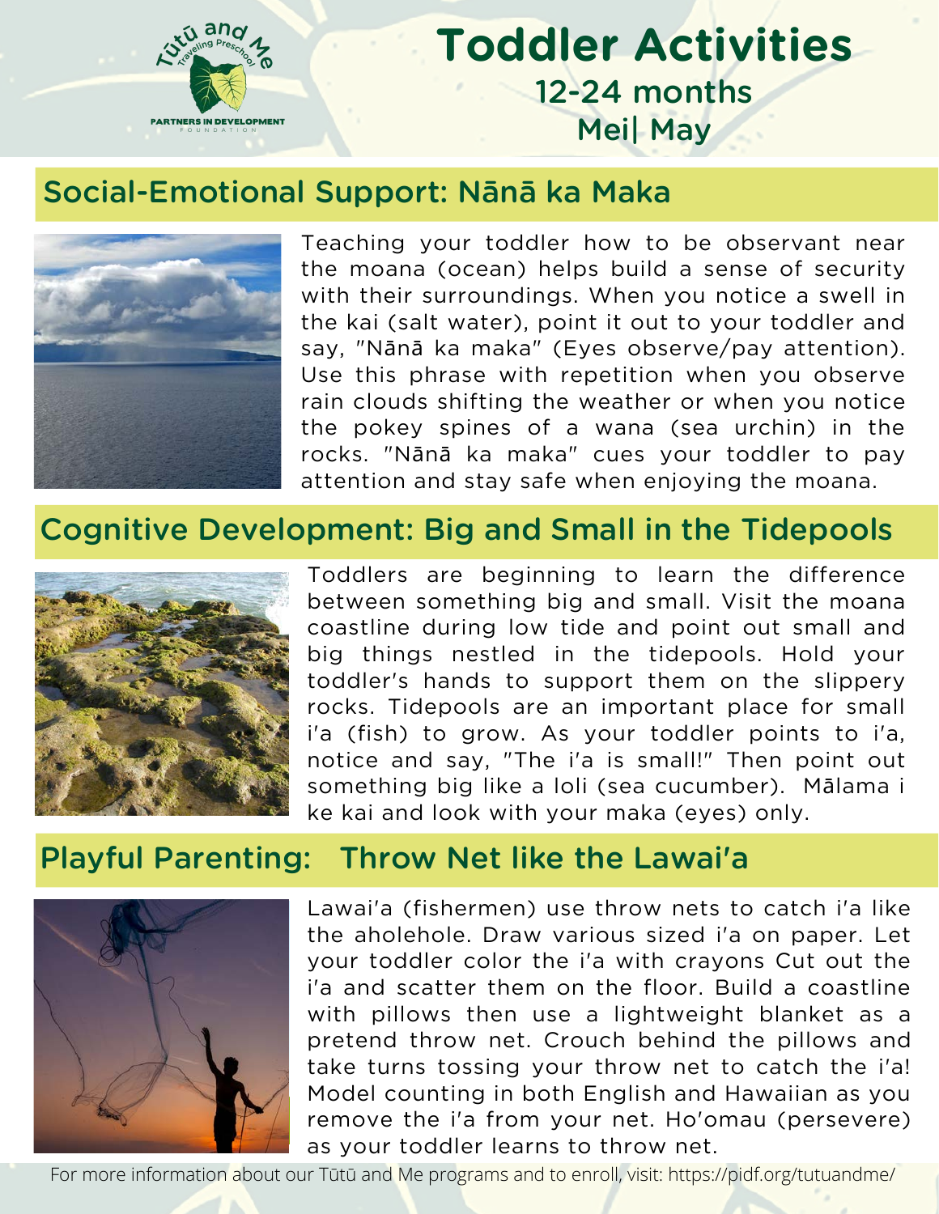# Toddler Activities

## 12-24 months

## Mei| May

## Social-Emotional Support: Nānā ka Maka

Teaching your toddler how to be observant near the moana (ocean) helps build a sense of security with their surroundings. When you notice a swell in the kai (salt water), point it out to your toddler and say, "Nānā ka maka" (Eyes observe/pay attention). Use this phrase with repetition when you observe rain clouds shifting the weather or when you notice the pokey spines of a wana (sea urchin) in the rocks. "Nānā ka maka" cues your toddler to pay attention and stay safe when enjoying the moana.

## Cognitive Development: Big and Small in the Tidepools

Toddlers are beginning to learn the difference between something big and small. Visit the moana coastline during low tide and point out small and big things nestled in the tidepools. Hold your toddler's hands to support them on the slippery rocks. Tidepools are an important place for small i'a (fish) to grow. As your toddler points to i'a, notice and say, "The i'a is small!" Then point out something big like a loli (sea cucumber). Mālama i ke kai and look with your maka (eyes) only.

## Playful Parenting: Throw Net like the Lawai'a

Lawai'a (fishermen) use throw nets to catch i'a like the aholehole. Draw various sized i'a on paper. Let your toddler color the i'a with crayons Cut out the i'a and scatter them on the floor. Build a coastline with pillows then use a lightweight blanket as a pretend throw net. Crouch behind the pillows and take turns tossing your throw net to catch the i'a! Model counting in both English and Hawaiian as you remove the i'a from your net. Ho'omau (persevere) as your toddler learns to throw net.

For more information about our Tūtū and Me programs and to enroll, visit: https://pidf.org/tutuandme/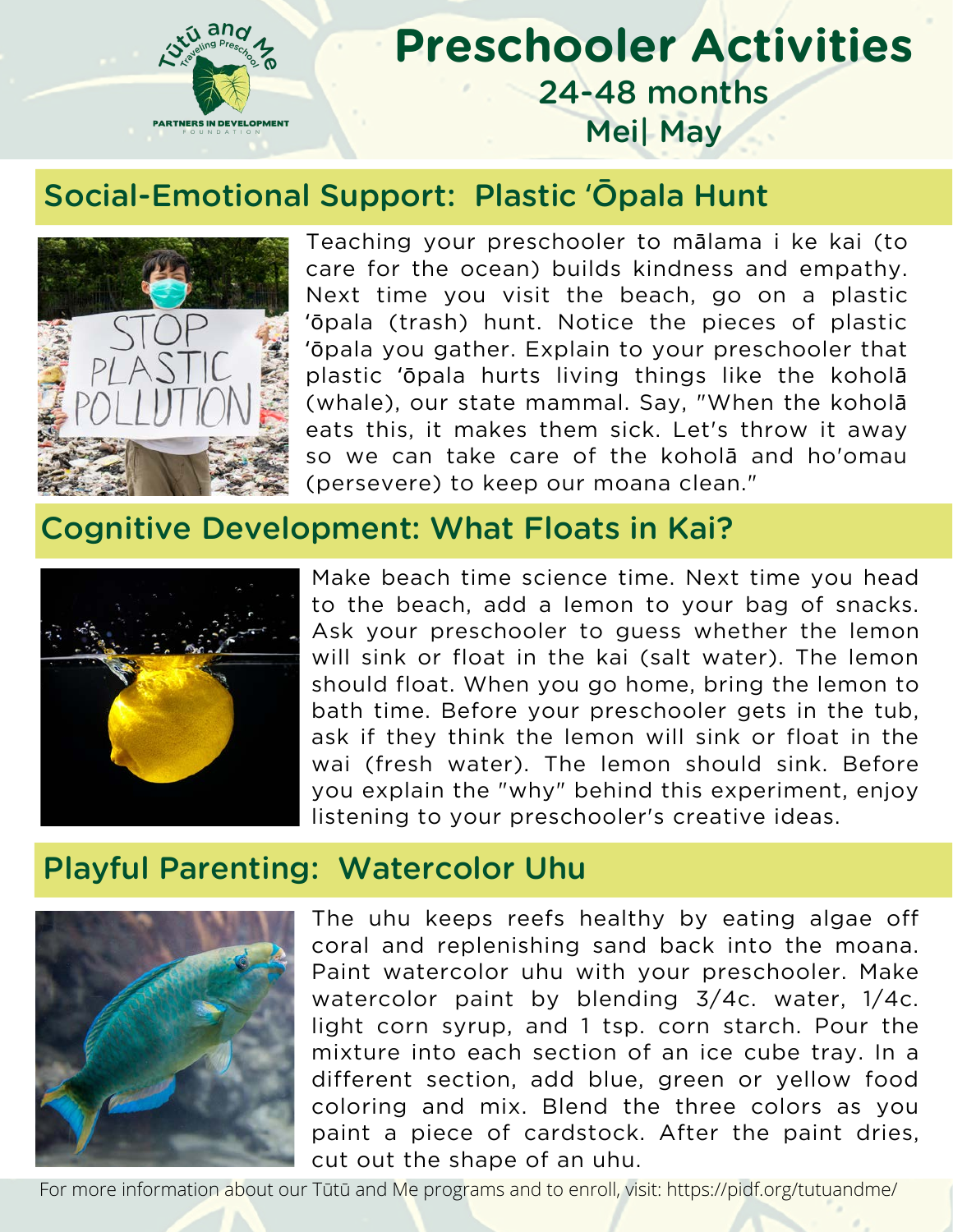# Preschooler Activities

24-48 months

Mei| May

## Social-Emotional Support: Plastic ʻŌpala Hunt

Teaching your preschooler to mālama i ke kai (to care for the ocean) builds kindness and empathy. Next time you visit the beach, go on a plastic ʻōpala (trash) hunt. Notice the pieces of plastic ʻōpala you gather. Explain to your preschooler that plastic ʻōpala hurts living things like the koholā (whale), our state mammal. Say, "When the koholā eats this, it makes them sick. Let's throw it away so we can take care of the koholā and ho'omau (persevere) to keep our moana clean."

## Cognitive Development: What Floats in Kai?

Make beach time science time. Next time you head to the beach, add a lemon to your bag of snacks. Ask your preschooler to guess whether the lemon will sink or float in the kai (salt water). The lemon should float. When you go home, bring the lemon to bath time. Before your preschooler gets in the tub, ask if they think the lemon will sink or float in the wai (fresh water). The lemon should sink. Before you explain the "why" behind this experiment, enjoy listening to your preschooler's creative ideas.

## Playful Parenting: Watercolor Uhu

The uhu keeps reefs healthy by eating algae off coral and replenishing sand back into the moana. Paint watercolor uhu with your preschooler. Make watercolor paint by blending 3/4c. water, 1/4c. light corn syrup, and 1 tsp. corn starch. Pour the mixture into each section of an ice cube tray. In a different section, add blue, green or yellow food coloring and mix. Blend the three colors as you paint a piece of cardstock. After the paint dries, cut out the shape of an uhu.

For more information about our Tūtū and Me programs and to enroll, visit: https://pidf.org/tutuandme/